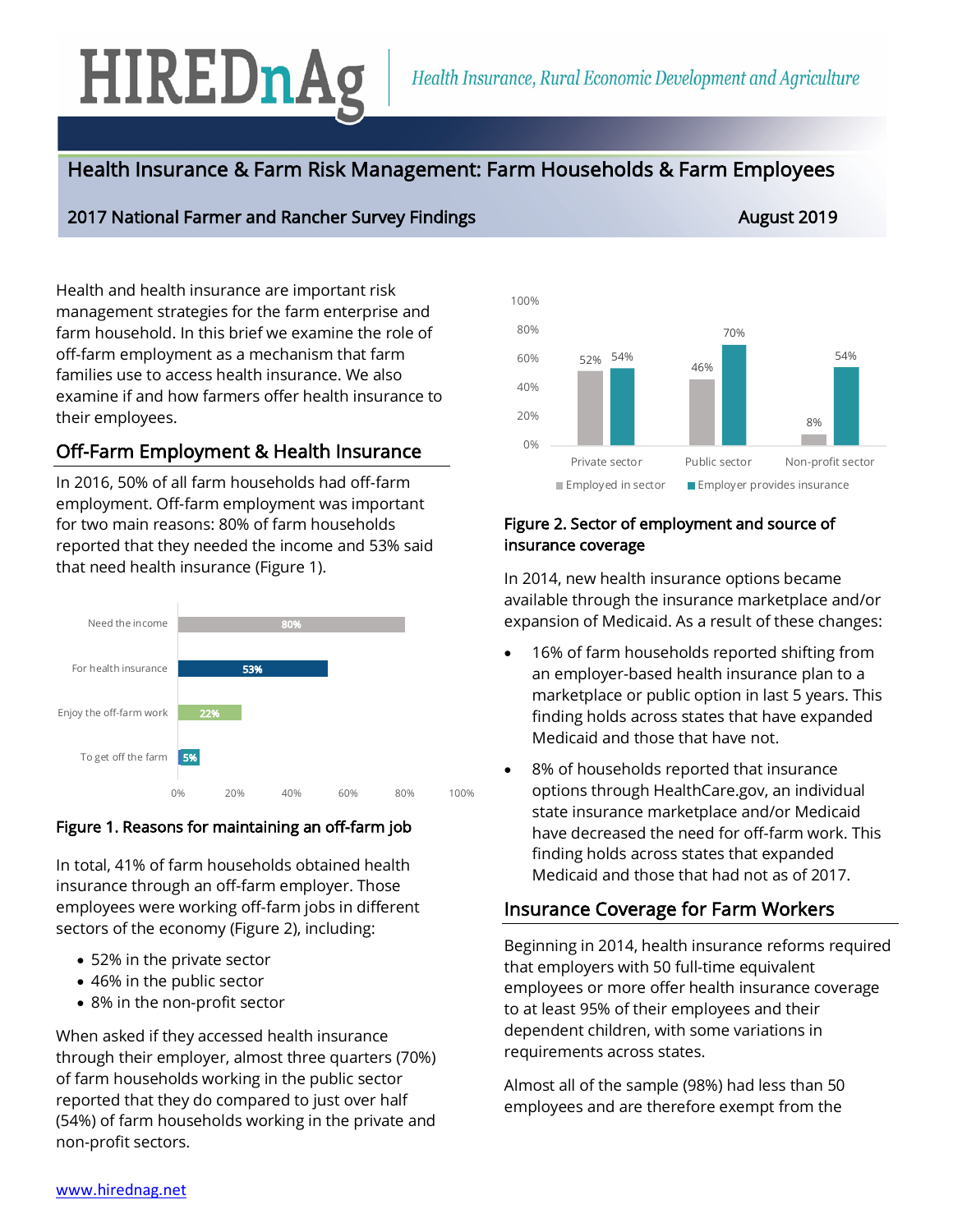# HIREDnAg

*Health Insurance, Rural Economic Development and Agriculture*

## Health Insurance & Farm Risk Management: Farm Households & Farm Employees

**2017 National Farmer and Rancher Survey Findings** — August 2019

Health and health insurance are important risk management strategies for the farm enterprise and farm household. In this brief we examine the role of off-farm employment as a mechanism that farm families use to access health insurance. We also examine if and how farmers offer health insurance to their employees.

## Off-Farm Employment & Health Insurance

In 2016, 50% of all farm households had off-farm employment. Off-farm employment was important for two main reasons: 80% of farm households reported that they needed the income and 53% said that need health insurance (Figure 1).

| Reason | Percent |
|---|---|
| Need the income | 80% |
| For health insurance | 53% |
| Enjoy the off-farm work | 22% |
| To get off the farm | 5% |

Figure 1. Reasons for maintaining an off-farm job

In total, 41% of farm households obtained health insurance through an off-farm employer. Those employees were working off-farm jobs in different sectors of the economy (Figure 2), including:

- 52% in the private sector
- 46% in the public sector
- 8% in the non-profit sector

When asked if they accessed health insurance through their employer, almost three quarters (70%) of farm households working in the public sector reported that they do compared to just over half (54%) of farm households working in the private and non-profit sectors.

| | Private sector | Public sector | Non-profit sector |
|---|---|---|---|
| Employed in sector | 52% | 46% | 8% |
| Employer provides insurance | 54% | 70% | 54% |

Figure 2. Sector of employment and source of insurance coverage

In 2014, new health insurance options became available through the insurance marketplace and/or expansion of Medicaid. As a result of these changes:

- 16% of farm households reported shifting from an employer-based health insurance plan to a marketplace or public option in last 5 years. This finding holds across states that have expanded Medicaid and those that have not.
- 8% of households reported that insurance options through HealthCare.gov, an individual state insurance marketplace and/or Medicaid have decreased the need for off-farm work. This finding holds across states that expanded Medicaid and those that had not as of 2017.

## Insurance Coverage for Farm Workers

Beginning in 2014, health insurance reforms required that employers with 50 full-time equivalent employees or more offer health insurance coverage to at least 95% of their employees and their dependent children, with some variations in requirements across states.

Almost all of the sample (98%) had less than 50 employees and are therefore exempt from the

www.hirednag.net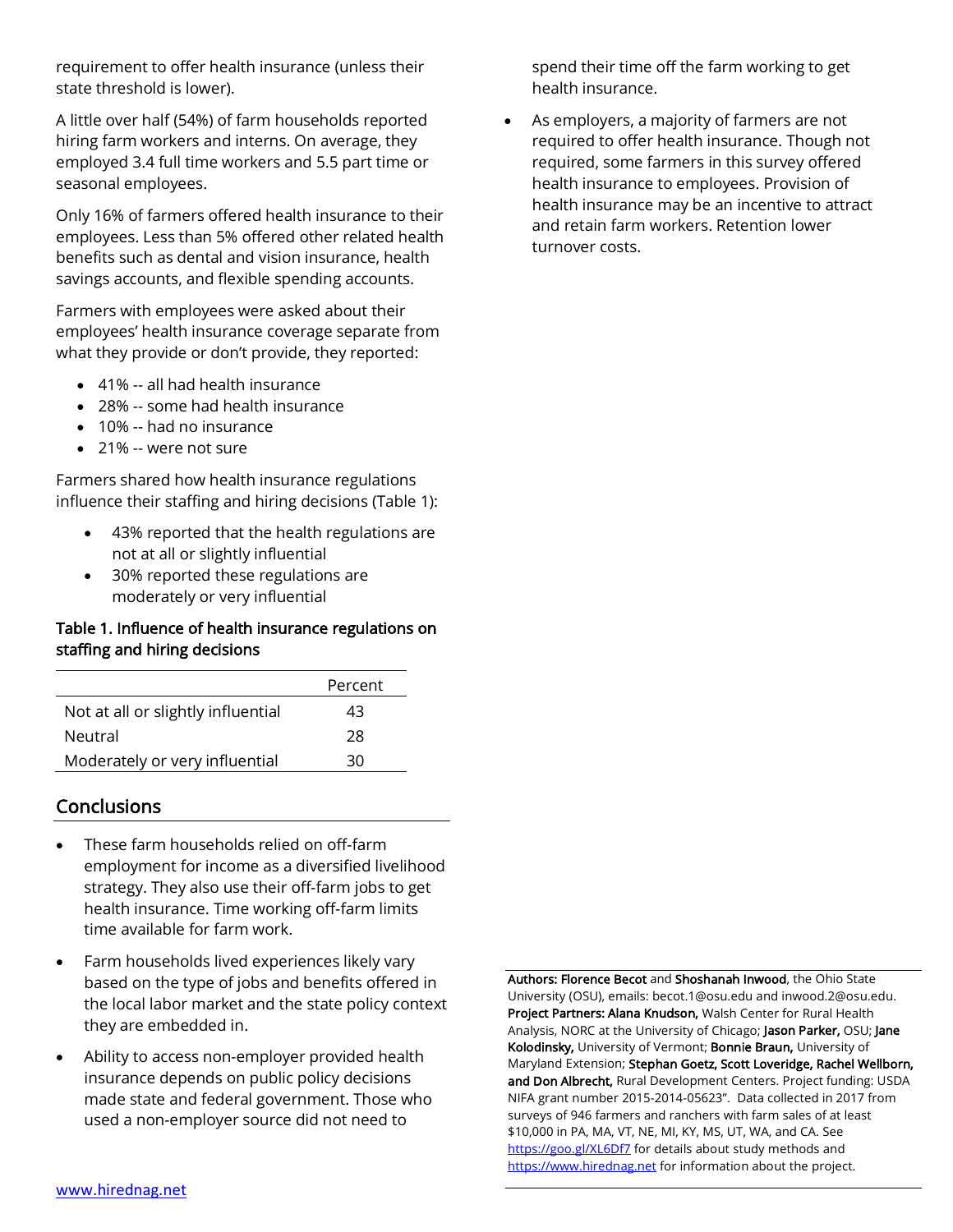requirement to offer health insurance (unless their state threshold is lower).

A little over half (54%) of farm households reported hiring farm workers and interns. On average, they employed 3.4 full time workers and 5.5 part time or seasonal employees.

Only 16% of farmers offered health insurance to their employees. Less than 5% offered other related health benefits such as dental and vision insurance, health savings accounts, and flexible spending accounts.

Farmers with employees were asked about their employees' health insurance coverage separate from what they provide or don't provide, they reported:

- 41% -- all had health insurance
- 28% -- some had health insurance
- 10% -- had no insurance
- 21% -- were not sure

Farmers shared how health insurance regulations influence their staffing and hiring decisions (Table 1):

- 43% reported that the health regulations are not at all or slightly influential
- 30% reported these regulations are moderately or very influential

**Table 1. Influence of health insurance regulations on staffing and hiring decisions**

| | Percent |
|---|---|
| Not at all or slightly influential | 43 |
| Neutral | 28 |
| Moderately or very influential | 30 |

## Conclusions

- These farm households relied on off-farm employment for income as a diversified livelihood strategy. They also use their off-farm jobs to get health insurance. Time working off-farm limits time available for farm work.
- Farm households lived experiences likely vary based on the type of jobs and benefits offered in the local labor market and the state policy context they are embedded in.
- Ability to access non-employer provided health insurance depends on public policy decisions made state and federal government. Those who used a non-employer source did not need to spend their time off the farm working to get health insurance.
- As employers, a majority of farmers are not required to offer health insurance. Though not required, some farmers in this survey offered health insurance to employees. Provision of health insurance may be an incentive to attract and retain farm workers. Retention lower turnover costs.

**Authors: Florence Becot** and **Shoshanah Inwood**, the Ohio State University (OSU), emails: becot.1@osu.edu and inwood.2@osu.edu. **Project Partners: Alana Knudson,** Walsh Center for Rural Health Analysis, NORC at the University of Chicago; **Jason Parker,** OSU; **Jane Kolodinsky,** University of Vermont; **Bonnie Braun,** University of Maryland Extension; **Stephan Goetz, Scott Loveridge, Rachel Wellborn, and Don Albrecht,** Rural Development Centers. Project funding: USDA NIFA grant number 2015-2014-05623". Data collected in 2017 from surveys of 946 farmers and ranchers with farm sales of at least $10,000 in PA, MA, VT, NE, MI, KY, MS, UT, WA, and CA. See https://goo.gl/XL6Df7 for details about study methods and https://www.hirednag.net for information about the project.

www.hirednag.net